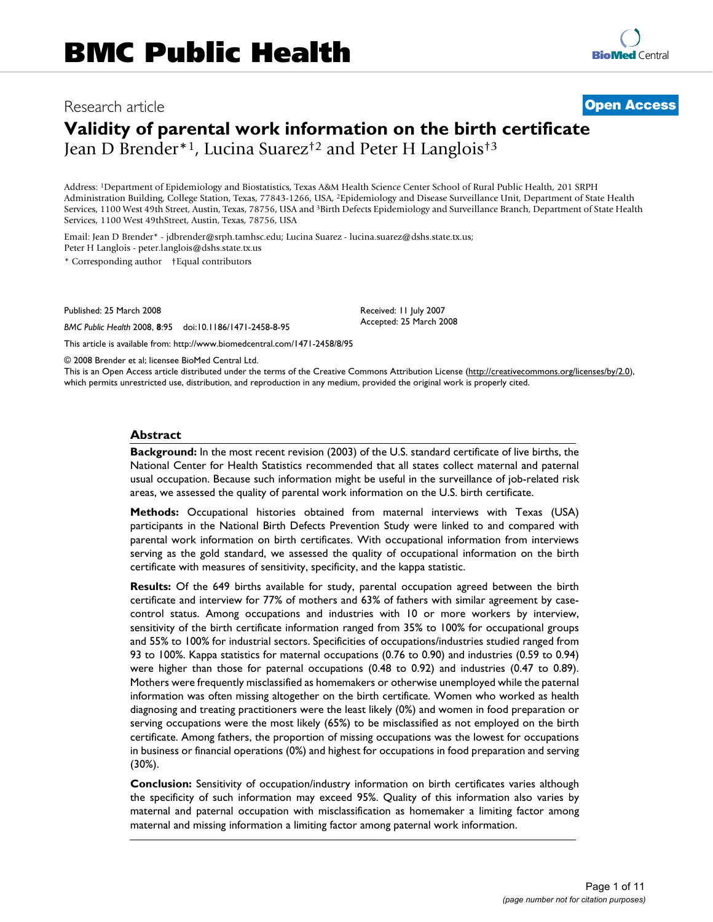# BMC Public Health

Research article

**Open Access**

# Validity of parental work information on the birth certificate

Jean D Brender*[1], Lucina Suarez†[2] and Peter H Langlois†[3]

Address: [1]Department of Epidemiology and Biostatistics, Texas A&M Health Science Center School of Rural Public Health, 201 SRPH Administration Building, College Station, Texas, 77843-1266, USA, [2]Epidemiology and Disease Surveillance Unit, Department of State Health Services, 1100 West 49th Street, Austin, Texas, 78756, USA and [3]Birth Defects Epidemiology and Surveillance Branch, Department of State Health Services, 1100 West 49thStreet, Austin, Texas, 78756, USA

Email: Jean D Brender* - jdbrender@srph.tamhsc.edu; Lucina Suarez - lucina.suarez@dshs.state.tx.us; Peter H Langlois - peter.langlois@dshs.state.tx.us

\* Corresponding author †Equal contributors

Published: 25 March 2008

*BMC Public Health* 2008, **8**:95 doi:10.1186/1471-2458-8-95

Received: 11 July 2007
Accepted: 25 March 2008

This article is available from: http://www.biomedcentral.com/1471-2458/8/95

© 2008 Brender et al; licensee BioMed Central Ltd.
This is an Open Access article distributed under the terms of the Creative Commons Attribution License (http://creativecommons.org/licenses/by/2.0), which permits unrestricted use, distribution, and reproduction in any medium, provided the original work is properly cited.

## Abstract

**Background:** In the most recent revision (2003) of the U.S. standard certificate of live births, the National Center for Health Statistics recommended that all states collect maternal and paternal usual occupation. Because such information might be useful in the surveillance of job-related risk areas, we assessed the quality of parental work information on the U.S. birth certificate.

**Methods:** Occupational histories obtained from maternal interviews with Texas (USA) participants in the National Birth Defects Prevention Study were linked to and compared with parental work information on birth certificates. With occupational information from interviews serving as the gold standard, we assessed the quality of occupational information on the birth certificate with measures of sensitivity, specificity, and the kappa statistic.

**Results:** Of the 649 births available for study, parental occupation agreed between the birth certificate and interview for 77% of mothers and 63% of fathers with similar agreement by case-control status. Among occupations and industries with 10 or more workers by interview, sensitivity of the birth certificate information ranged from 35% to 100% for occupational groups and 55% to 100% for industrial sectors. Specificities of occupations/industries studied ranged from 93 to 100%. Kappa statistics for maternal occupations (0.76 to 0.90) and industries (0.59 to 0.94) were higher than those for paternal occupations (0.48 to 0.92) and industries (0.47 to 0.89). Mothers were frequently misclassified as homemakers or otherwise unemployed while the paternal information was often missing altogether on the birth certificate. Women who worked as health diagnosing and treating practitioners were the least likely (0%) and women in food preparation or serving occupations were the most likely (65%) to be misclassified as not employed on the birth certificate. Among fathers, the proportion of missing occupations was the lowest for occupations in business or financial operations (0%) and highest for occupations in food preparation and serving (30%).

**Conclusion:** Sensitivity of occupation/industry information on birth certificates varies although the specificity of such information may exceed 95%. Quality of this information also varies by maternal and paternal occupation with misclassification as homemaker a limiting factor among maternal and missing information a limiting factor among paternal work information.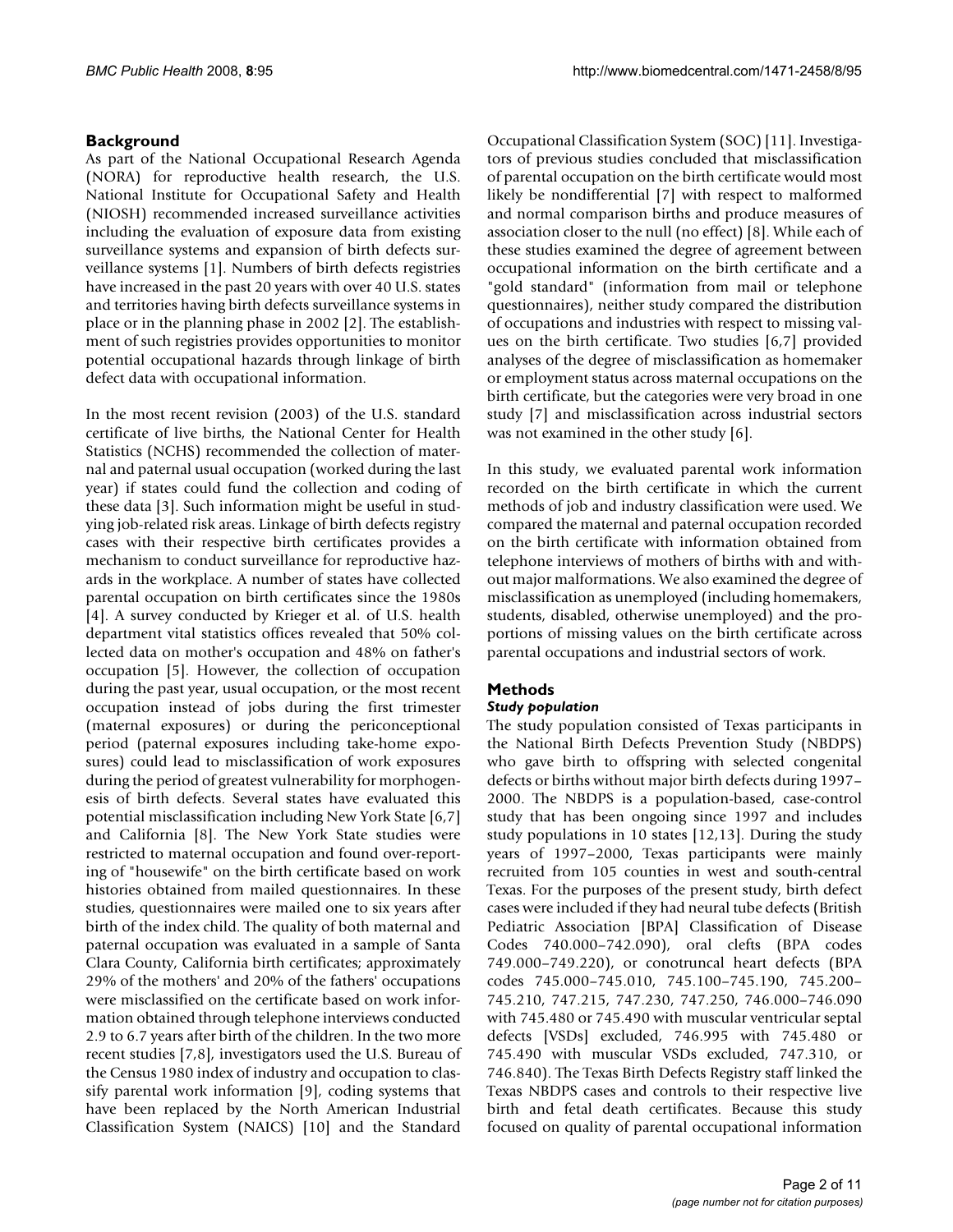## Background

As part of the National Occupational Research Agenda (NORA) for reproductive health research, the U.S. National Institute for Occupational Safety and Health (NIOSH) recommended increased surveillance activities including the evaluation of exposure data from existing surveillance systems and expansion of birth defects surveillance systems [1]. Numbers of birth defects registries have increased in the past 20 years with over 40 U.S. states and territories having birth defects surveillance systems in place or in the planning phase in 2002 [2]. The establishment of such registries provides opportunities to monitor potential occupational hazards through linkage of birth defect data with occupational information.

In the most recent revision (2003) of the U.S. standard certificate of live births, the National Center for Health Statistics (NCHS) recommended the collection of maternal and paternal usual occupation (worked during the last year) if states could fund the collection and coding of these data [3]. Such information might be useful in studying job-related risk areas. Linkage of birth defects registry cases with their respective birth certificates provides a mechanism to conduct surveillance for reproductive hazards in the workplace. A number of states have collected parental occupation on birth certificates since the 1980s [4]. A survey conducted by Krieger et al. of U.S. health department vital statistics offices revealed that 50% collected data on mother's occupation and 48% on father's occupation [5]. However, the collection of occupation during the past year, usual occupation, or the most recent occupation instead of jobs during the first trimester (maternal exposures) or during the periconceptional period (paternal exposures including take-home exposures) could lead to misclassification of work exposures during the period of greatest vulnerability for morphogenesis of birth defects. Several states have evaluated this potential misclassification including New York State [6,7] and California [8]. The New York State studies were restricted to maternal occupation and found over-reporting of "housewife" on the birth certificate based on work histories obtained from mailed questionnaires. In these studies, questionnaires were mailed one to six years after birth of the index child. The quality of both maternal and paternal occupation was evaluated in a sample of Santa Clara County, California birth certificates; approximately 29% of the mothers' and 20% of the fathers' occupations were misclassified on the certificate based on work information obtained through telephone interviews conducted 2.9 to 6.7 years after birth of the children. In the two more recent studies [7,8], investigators used the U.S. Bureau of the Census 1980 index of industry and occupation to classify parental work information [9], coding systems that have been replaced by the North American Industrial Classification System (NAICS) [10] and the Standard Occupational Classification System (SOC) [11]. Investigators of previous studies concluded that misclassification of parental occupation on the birth certificate would most likely be nondifferential [7] with respect to malformed and normal comparison births and produce measures of association closer to the null (no effect) [8]. While each of these studies examined the degree of agreement between occupational information on the birth certificate and a "gold standard" (information from mail or telephone questionnaires), neither study compared the distribution of occupations and industries with respect to missing values on the birth certificate. Two studies [6,7] provided analyses of the degree of misclassification as homemaker or employment status across maternal occupations on the birth certificate, but the categories were very broad in one study [7] and misclassification across industrial sectors was not examined in the other study [6].

In this study, we evaluated parental work information recorded on the birth certificate in which the current methods of job and industry classification were used. We compared the maternal and paternal occupation recorded on the birth certificate with information obtained from telephone interviews of mothers of births with and without major malformations. We also examined the degree of misclassification as unemployed (including homemakers, students, disabled, otherwise unemployed) and the proportions of missing values on the birth certificate across parental occupations and industrial sectors of work.

## Methods

### *Study population*

The study population consisted of Texas participants in the National Birth Defects Prevention Study (NBDPS) who gave birth to offspring with selected congenital defects or births without major birth defects during 1997–2000. The NBDPS is a population-based, case-control study that has been ongoing since 1997 and includes study populations in 10 states [12,13]. During the study years of 1997–2000, Texas participants were mainly recruited from 105 counties in west and south-central Texas. For the purposes of the present study, birth defect cases were included if they had neural tube defects (British Pediatric Association [BPA] Classification of Disease Codes 740.000–742.090), oral clefts (BPA codes 749.000–749.220), or conotruncal heart defects (BPA codes 745.000–745.010, 745.100–745.190, 745.200–745.210, 747.215, 747.230, 747.250, 746.000–746.090 with 745.480 or 745.490 with muscular ventricular septal defects [VSDs] excluded, 746.995 with 745.480 or 745.490 with muscular VSDs excluded, 747.310, or 746.840). The Texas Birth Defects Registry staff linked the Texas NBDPS cases and controls to their respective live birth and fetal death certificates. Because this study focused on quality of parental occupational information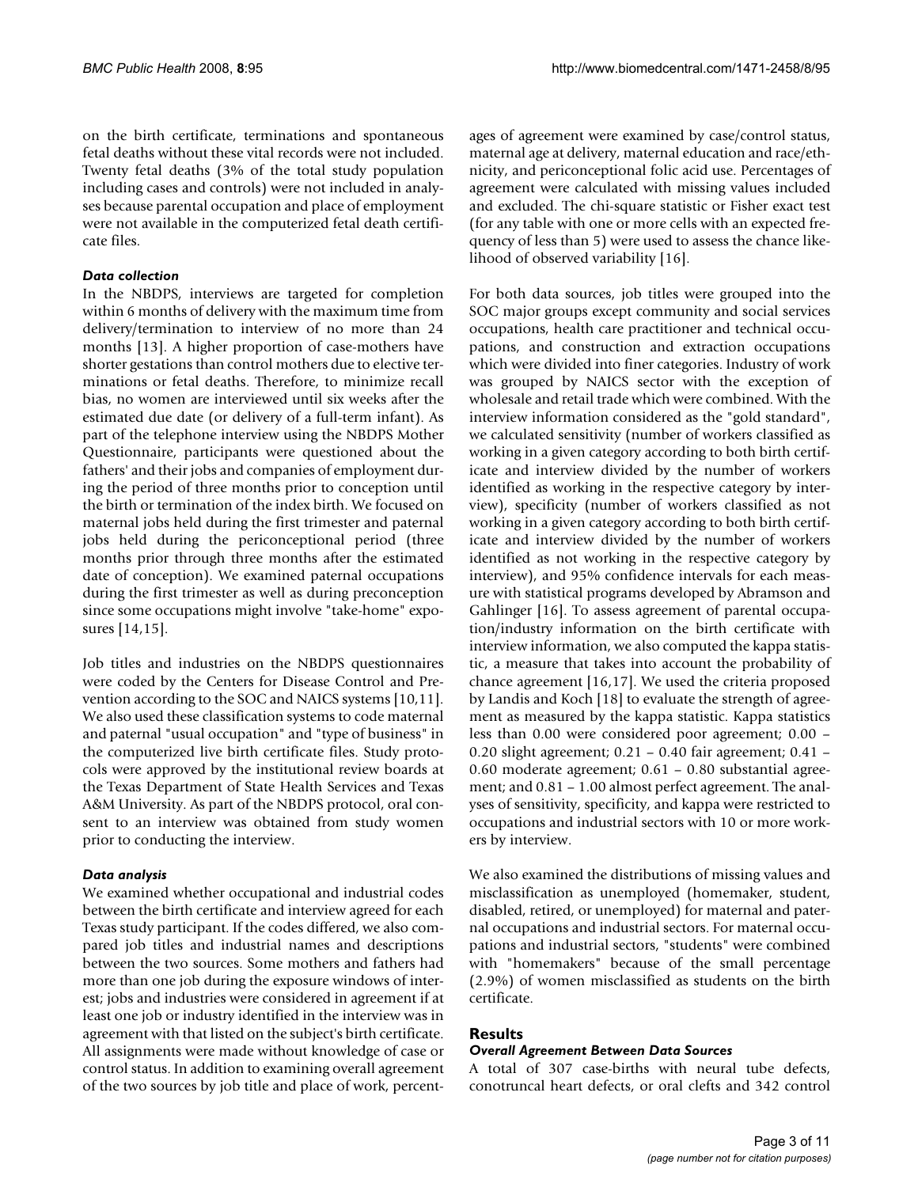on the birth certificate, terminations and spontaneous fetal deaths without these vital records were not included. Twenty fetal deaths (3% of the total study population including cases and controls) were not included in analyses because parental occupation and place of employment were not available in the computerized fetal death certificate files.

### *Data collection*

In the NBDPS, interviews are targeted for completion within 6 months of delivery with the maximum time from delivery/termination to interview of no more than 24 months [13]. A higher proportion of case-mothers have shorter gestations than control mothers due to elective terminations or fetal deaths. Therefore, to minimize recall bias, no women are interviewed until six weeks after the estimated due date (or delivery of a full-term infant). As part of the telephone interview using the NBDPS Mother Questionnaire, participants were questioned about the fathers' and their jobs and companies of employment during the period of three months prior to conception until the birth or termination of the index birth. We focused on maternal jobs held during the first trimester and paternal jobs held during the periconceptional period (three months prior through three months after the estimated date of conception). We examined paternal occupations during the first trimester as well as during preconception since some occupations might involve "take-home" exposures [14,15].

Job titles and industries on the NBDPS questionnaires were coded by the Centers for Disease Control and Prevention according to the SOC and NAICS systems [10,11]. We also used these classification systems to code maternal and paternal "usual occupation" and "type of business" in the computerized live birth certificate files. Study protocols were approved by the institutional review boards at the Texas Department of State Health Services and Texas A&M University. As part of the NBDPS protocol, oral consent to an interview was obtained from study women prior to conducting the interview.

### *Data analysis*

We examined whether occupational and industrial codes between the birth certificate and interview agreed for each Texas study participant. If the codes differed, we also compared job titles and industrial names and descriptions between the two sources. Some mothers and fathers had more than one job during the exposure windows of interest; jobs and industries were considered in agreement if at least one job or industry identified in the interview was in agreement with that listed on the subject's birth certificate. All assignments were made without knowledge of case or control status. In addition to examining overall agreement of the two sources by job title and place of work, percentages of agreement were examined by case/control status, maternal age at delivery, maternal education and race/ethnicity, and periconceptional folic acid use. Percentages of agreement were calculated with missing values included and excluded. The chi-square statistic or Fisher exact test (for any table with one or more cells with an expected frequency of less than 5) were used to assess the chance likelihood of observed variability [16].

For both data sources, job titles were grouped into the SOC major groups except community and social services occupations, health care practitioner and technical occupations, and construction and extraction occupations which were divided into finer categories. Industry of work was grouped by NAICS sector with the exception of wholesale and retail trade which were combined. With the interview information considered as the "gold standard", we calculated sensitivity (number of workers classified as working in a given category according to both birth certificate and interview divided by the number of workers identified as working in the respective category by interview), specificity (number of workers classified as not working in a given category according to both birth certificate and interview divided by the number of workers identified as not working in the respective category by interview), and 95% confidence intervals for each measure with statistical programs developed by Abramson and Gahlinger [16]. To assess agreement of parental occupation/industry information on the birth certificate with interview information, we also computed the kappa statistic, a measure that takes into account the probability of chance agreement [16,17]. We used the criteria proposed by Landis and Koch [18] to evaluate the strength of agreement as measured by the kappa statistic. Kappa statistics less than 0.00 were considered poor agreement; 0.00 – 0.20 slight agreement; 0.21 – 0.40 fair agreement; 0.41 – 0.60 moderate agreement; 0.61 – 0.80 substantial agreement; and 0.81 – 1.00 almost perfect agreement. The analyses of sensitivity, specificity, and kappa were restricted to occupations and industrial sectors with 10 or more workers by interview.

We also examined the distributions of missing values and misclassification as unemployed (homemaker, student, disabled, retired, or unemployed) for maternal and paternal occupations and industrial sectors. For maternal occupations and industrial sectors, "students" were combined with "homemakers" because of the small percentage (2.9%) of women misclassified as students on the birth certificate.

## Results

### *Overall Agreement Between Data Sources*

A total of 307 case-births with neural tube defects, conotruncal heart defects, or oral clefts and 342 control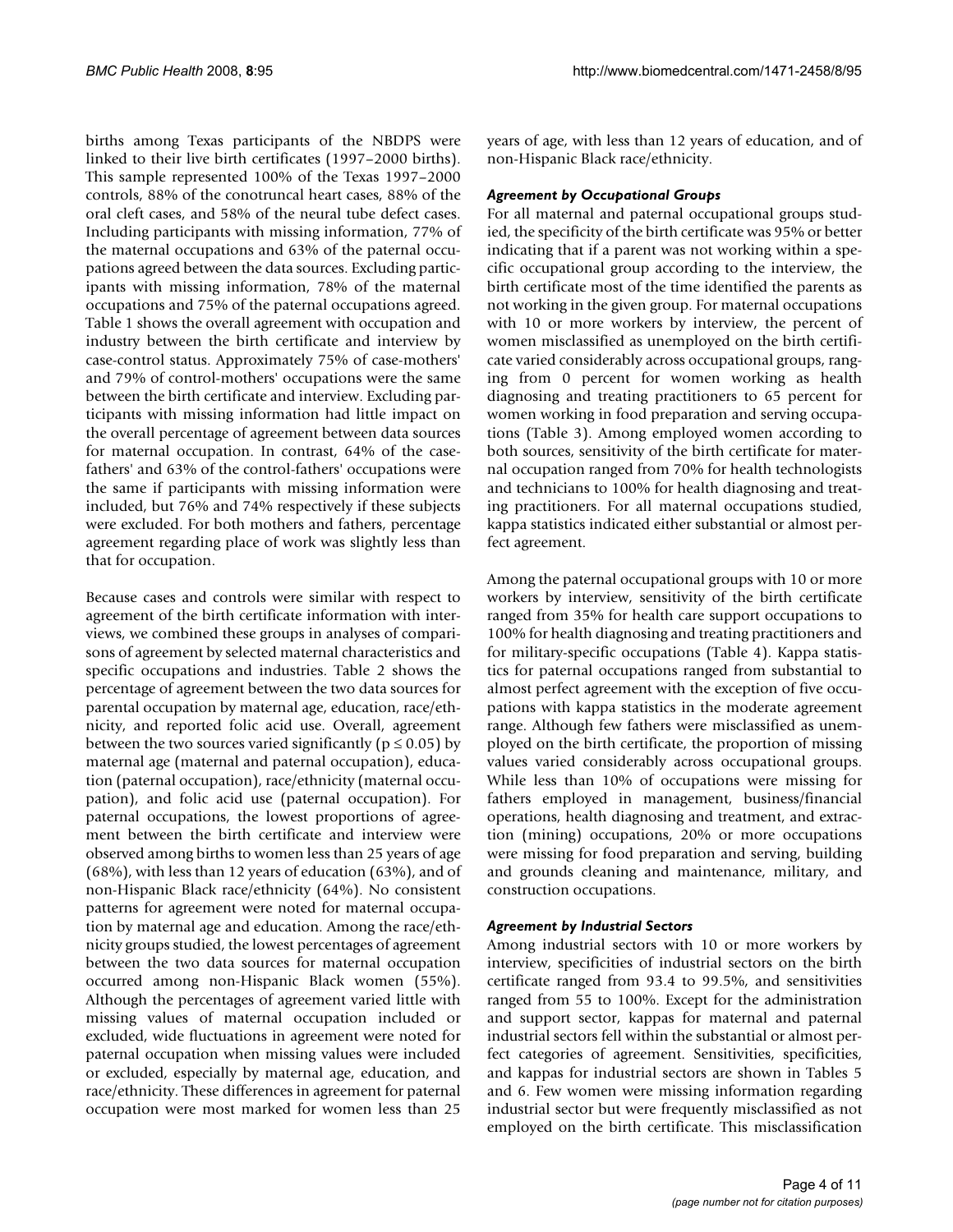births among Texas participants of the NBDPS were linked to their live birth certificates (1997–2000 births). This sample represented 100% of the Texas 1997–2000 controls, 88% of the conotruncal heart cases, 88% of the oral cleft cases, and 58% of the neural tube defect cases. Including participants with missing information, 77% of the maternal occupations and 63% of the paternal occupations agreed between the data sources. Excluding participants with missing information, 78% of the maternal occupations and 75% of the paternal occupations agreed. Table 1 shows the overall agreement with occupation and industry between the birth certificate and interview by case-control status. Approximately 75% of case-mothers' and 79% of control-mothers' occupations were the same between the birth certificate and interview. Excluding participants with missing information had little impact on the overall percentage of agreement between data sources for maternal occupation. In contrast, 64% of the case-fathers' and 63% of the control-fathers' occupations were the same if participants with missing information were included, but 76% and 74% respectively if these subjects were excluded. For both mothers and fathers, percentage agreement regarding place of work was slightly less than that for occupation.

Because cases and controls were similar with respect to agreement of the birth certificate information with interviews, we combined these groups in analyses of comparisons of agreement by selected maternal characteristics and specific occupations and industries. Table 2 shows the percentage of agreement between the two data sources for parental occupation by maternal age, education, race/ethnicity, and reported folic acid use. Overall, agreement between the two sources varied significantly ($p \leq 0.05$) by maternal age (maternal and paternal occupation), education (paternal occupation), race/ethnicity (maternal occupation), and folic acid use (paternal occupation). For paternal occupations, the lowest proportions of agreement between the birth certificate and interview were observed among births to women less than 25 years of age (68%), with less than 12 years of education (63%), and of non-Hispanic Black race/ethnicity (64%). No consistent patterns for agreement were noted for maternal occupation by maternal age and education. Among the race/ethnicity groups studied, the lowest percentages of agreement between the two data sources for maternal occupation occurred among non-Hispanic Black women (55%). Although the percentages of agreement varied little with missing values of maternal occupation included or excluded, wide fluctuations in agreement were noted for paternal occupation when missing values were included or excluded, especially by maternal age, education, and race/ethnicity. These differences in agreement for paternal occupation were most marked for women less than 25 years of age, with less than 12 years of education, and of non-Hispanic Black race/ethnicity.

### *Agreement by Occupational Groups*

For all maternal and paternal occupational groups studied, the specificity of the birth certificate was 95% or better indicating that if a parent was not working within a specific occupational group according to the interview, the birth certificate most of the time identified the parents as not working in the given group. For maternal occupations with 10 or more workers by interview, the percent of women misclassified as unemployed on the birth certificate varied considerably across occupational groups, ranging from 0 percent for women working as health diagnosing and treating practitioners to 65 percent for women working in food preparation and serving occupations (Table 3). Among employed women according to both sources, sensitivity of the birth certificate for maternal occupation ranged from 70% for health technologists and technicians to 100% for health diagnosing and treating practitioners. For all maternal occupations studied, kappa statistics indicated either substantial or almost perfect agreement.

Among the paternal occupational groups with 10 or more workers by interview, sensitivity of the birth certificate ranged from 35% for health care support occupations to 100% for health diagnosing and treating practitioners and for military-specific occupations (Table 4). Kappa statistics for paternal occupations ranged from substantial to almost perfect agreement with the exception of five occupations with kappa statistics in the moderate agreement range. Although few fathers were misclassified as unemployed on the birth certificate, the proportion of missing values varied considerably across occupational groups. While less than 10% of occupations were missing for fathers employed in management, business/financial operations, health diagnosing and treatment, and extraction (mining) occupations, 20% or more occupations were missing for food preparation and serving, building and grounds cleaning and maintenance, military, and construction occupations.

### *Agreement by Industrial Sectors*

Among industrial sectors with 10 or more workers by interview, specificities of industrial sectors on the birth certificate ranged from 93.4 to 99.5%, and sensitivities ranged from 55 to 100%. Except for the administration and support sector, kappas for maternal and paternal industrial sectors fell within the substantial or almost perfect categories of agreement. Sensitivities, specificities, and kappas for industrial sectors are shown in Tables 5 and 6. Few women were missing information regarding industrial sector but were frequently misclassified as not employed on the birth certificate. This misclassification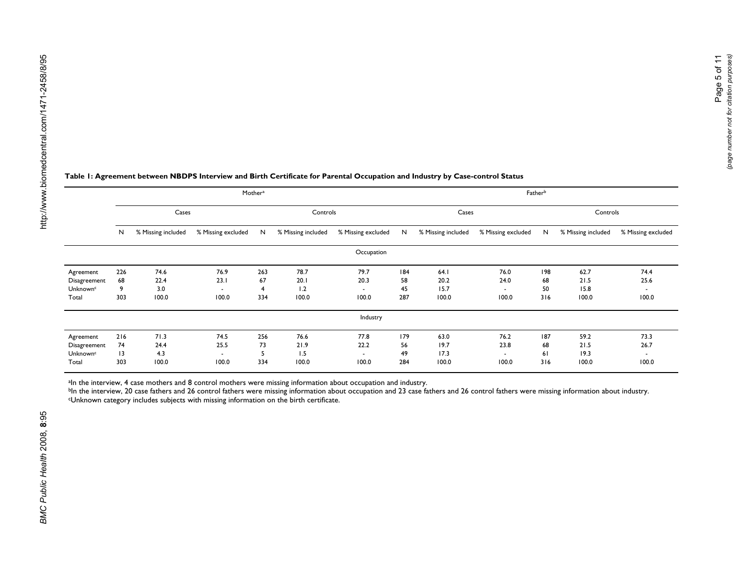**Table 1: Agreement between NBDPS Interview and Birth Certificate for Parental Occupation and Industry by Case-control Status**

| | Mother[a] | | | | | | Father[b] | | | | | |
|---|---|---|---|---|---|---|---|---|---|---|---|---|
| | Cases | | | Controls | | | Cases | | | Controls | | |
| | N | % Missing included | % Missing excluded | N | % Missing included | % Missing excluded | N | % Missing included | % Missing excluded | N | % Missing included | % Missing excluded |
| **Occupation** | | | | | | | | | | | | |
| Agreement | 226 | 74.6 | 76.9 | 263 | 78.7 | 79.7 | 184 | 64.1 | 76.0 | 198 | 62.7 | 74.4 |
| Disagreement | 68 | 22.4 | 23.1 | 67 | 20.1 | 20.3 | 58 | 20.2 | 24.0 | 68 | 21.5 | 25.6 |
| Unknown[c] | 9 | 3.0 | - | 4 | 1.2 | - | 45 | 15.7 | - | 50 | 15.8 | - |
| Total | 303 | 100.0 | 100.0 | 334 | 100.0 | 100.0 | 287 | 100.0 | 100.0 | 316 | 100.0 | 100.0 |
| **Industry** | | | | | | | | | | | | |
| Agreement | 216 | 71.3 | 74.5 | 256 | 76.6 | 77.8 | 179 | 63.0 | 76.2 | 187 | 59.2 | 73.3 |
| Disagreement | 74 | 24.4 | 25.5 | 73 | 21.9 | 22.2 | 56 | 19.7 | 23.8 | 68 | 21.5 | 26.7 |
| Unknown[c] | 13 | 4.3 | - | 5 | 1.5 | - | 49 | 17.3 | - | 61 | 19.3 | - |
| Total | 303 | 100.0 | 100.0 | 334 | 100.0 | 100.0 | 284 | 100.0 | 100.0 | 316 | 100.0 | 100.0 |

[a]In the interview, 4 case mothers and 8 control mothers were missing information about occupation and industry.
[b]In the interview, 20 case fathers and 26 control fathers were missing information about occupation and 23 case fathers and 26 control fathers were missing information about industry.
[c]Unknown category includes subjects with missing information on the birth certificate.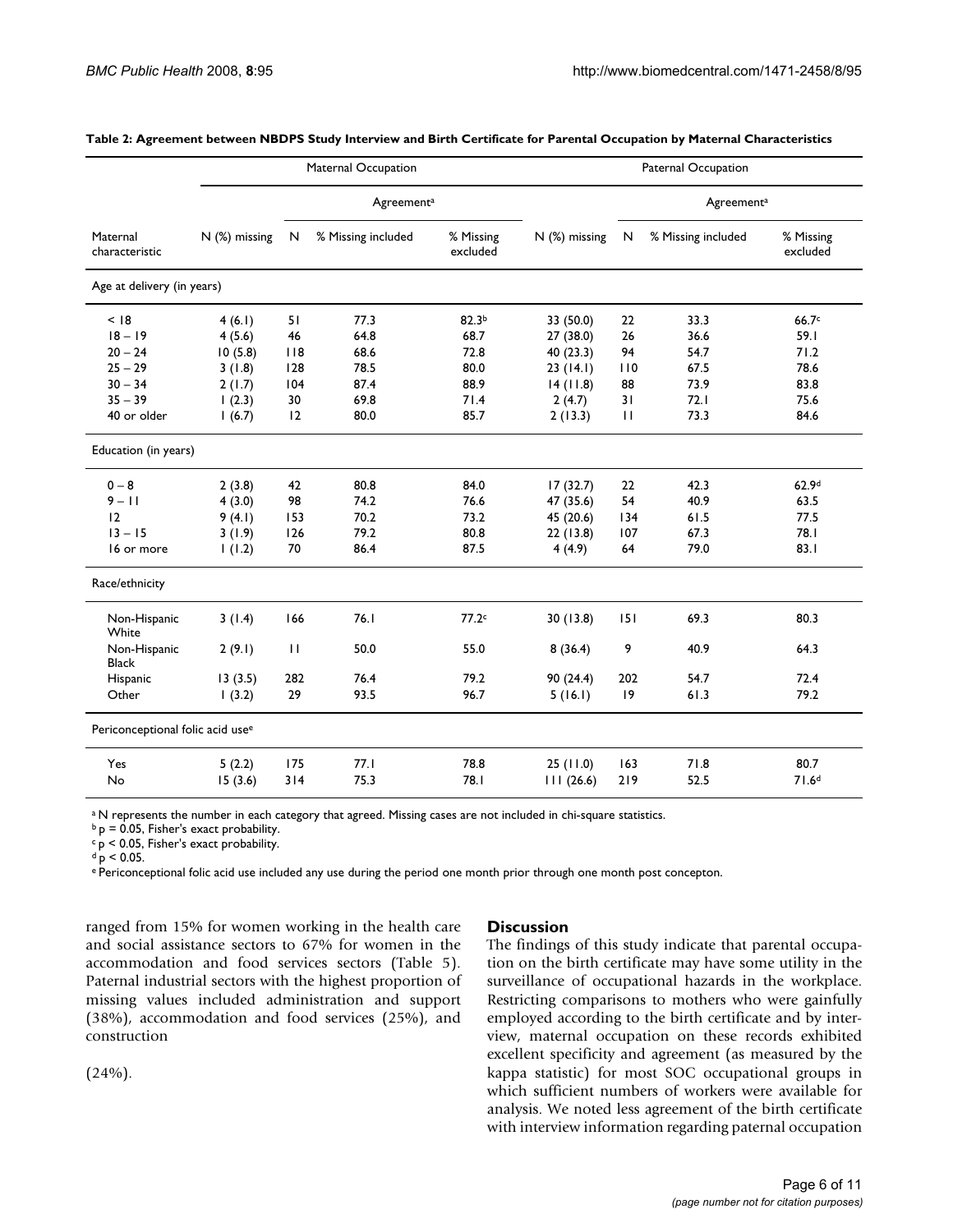**Table 2: Agreement between NBDPS Study Interview and Birth Certificate for Parental Occupation by Maternal Characteristics**

| | Maternal Occupation | | | | Paternal Occupation | | | |
|---|---|---|---|---|---|---|---|---|
| | | Agreement[a] | | | | Agreement[a] | | |
| Maternal characteristic | N (%) missing | N | % Missing included | % Missing excluded | N (%) missing | N | % Missing included | % Missing excluded |
| **Age at delivery (in years)** | | | | | | | | |
| < 18 | 4 (6.1) | 51 | 77.3 | 82.3[b] | 33 (50.0) | 22 | 33.3 | 66.7[c] |
| 18 – 19 | 4 (5.6) | 46 | 64.8 | 68.7 | 27 (38.0) | 26 | 36.6 | 59.1 |
| 20 – 24 | 10 (5.8) | 118 | 68.6 | 72.8 | 40 (23.3) | 94 | 54.7 | 71.2 |
| 25 – 29 | 3 (1.8) | 128 | 78.5 | 80.0 | 23 (14.1) | 110 | 67.5 | 78.6 |
| 30 – 34 | 2 (1.7) | 104 | 87.4 | 88.9 | 14 (11.8) | 88 | 73.9 | 83.8 |
| 35 – 39 | 1 (2.3) | 30 | 69.8 | 71.4 | 2 (4.7) | 31 | 72.1 | 75.6 |
| 40 or older | 1 (6.7) | 12 | 80.0 | 85.7 | 2 (13.3) | 11 | 73.3 | 84.6 |
| **Education (in years)** | | | | | | | | |
| 0 – 8 | 2 (3.8) | 42 | 80.8 | 84.0 | 17 (32.7) | 22 | 42.3 | 62.9[d] |
| 9 – 11 | 4 (3.0) | 98 | 74.2 | 76.6 | 47 (35.6) | 54 | 40.9 | 63.5 |
| 12 | 9 (4.1) | 153 | 70.2 | 73.2 | 45 (20.6) | 134 | 61.5 | 77.5 |
| 13 – 15 | 3 (1.9) | 126 | 79.2 | 80.8 | 22 (13.8) | 107 | 67.3 | 78.1 |
| 16 or more | 1 (1.2) | 70 | 86.4 | 87.5 | 4 (4.9) | 64 | 79.0 | 83.1 |
| **Race/ethnicity** | | | | | | | | |
| Non-Hispanic White | 3 (1.4) | 166 | 76.1 | 77.2[c] | 30 (13.8) | 151 | 69.3 | 80.3 |
| Non-Hispanic Black | 2 (9.1) | 11 | 50.0 | 55.0 | 8 (36.4) | 9 | 40.9 | 64.3 |
| Hispanic | 13 (3.5) | 282 | 76.4 | 79.2 | 90 (24.4) | 202 | 54.7 | 72.4 |
| Other | 1 (3.2) | 29 | 93.5 | 96.7 | 5 (16.1) | 19 | 61.3 | 79.2 |
| **Periconceptional folic acid use[e]** | | | | | | | | |
| Yes | 5 (2.2) | 175 | 77.1 | 78.8 | 25 (11.0) | 163 | 71.8 | 80.7 |
| No | 15 (3.6) | 314 | 75.3 | 78.1 | 111 (26.6) | 219 | 52.5 | 71.6[d] |

[a] N represents the number in each category that agreed. Missing cases are not included in chi-square statistics.
[b] $p = 0.05$, Fisher's exact probability.
[c] $p < 0.05$, Fisher's exact probability.
[d] $p < 0.05$.
[e] Periconceptional folic acid use included any use during the period one month prior through one month post concepton.

ranged from 15% for women working in the health care and social assistance sectors to 67% for women in the accommodation and food services sectors (Table 5). Paternal industrial sectors with the highest proportion of missing values included administration and support (38%), accommodation and food services (25%), and construction

(24%).

## Discussion

The findings of this study indicate that parental occupation on the birth certificate may have some utility in the surveillance of occupational hazards in the workplace. Restricting comparisons to mothers who were gainfully employed according to the birth certificate and by interview, maternal occupation on these records exhibited excellent specificity and agreement (as measured by the kappa statistic) for most SOC occupational groups in which sufficient numbers of workers were available for analysis. We noted less agreement of the birth certificate with interview information regarding paternal occupation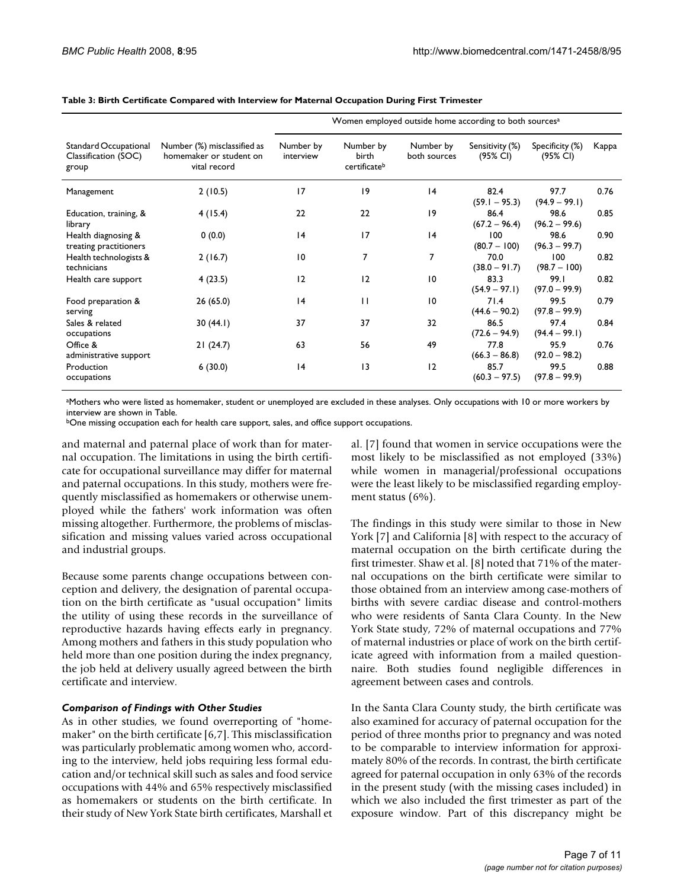**Table 3: Birth Certificate Compared with Interview for Maternal Occupation During First Trimester**

| Standard Occupational Classification (SOC) group | Number (%) misclassified as homemaker or student on vital record | Women employed outside home according to both sources[a] | | | | | |
|---|---|---|---|---|---|---|---|
| | | Number by interview | Number by birth certificate[b] | Number by both sources | Sensitivity (%) (95% CI) | Specificity (%) (95% CI) | Kappa |
| Management | 2 (10.5) | 17 | 19 | 14 | 82.4 (59.1 – 95.3) | 97.7 (94.9 – 99.1) | 0.76 |
| Education, training, & library | 4 (15.4) | 22 | 22 | 19 | 86.4 (67.2 – 96.4) | 98.6 (96.2 – 99.6) | 0.85 |
| Health diagnosing & treating practitioners | 0 (0.0) | 14 | 17 | 14 | 100 (80.7 – 100) | 98.6 (96.3 – 99.7) | 0.90 |
| Health technologists & technicians | 2 (16.7) | 10 | 7 | 7 | 70.0 (38.0 – 91.7) | 100 (98.7 – 100) | 0.82 |
| Health care support | 4 (23.5) | 12 | 12 | 10 | 83.3 (54.9 – 97.1) | 99.1 (97.0 – 99.9) | 0.82 |
| Food preparation & serving | 26 (65.0) | 14 | 11 | 10 | 71.4 (44.6 – 90.2) | 99.5 (97.8 – 99.9) | 0.79 |
| Sales & related occupations | 30 (44.1) | 37 | 37 | 32 | 86.5 (72.6 – 94.9) | 97.4 (94.4 – 99.1) | 0.84 |
| Office & administrative support | 21 (24.7) | 63 | 56 | 49 | 77.8 (66.3 – 86.8) | 95.9 (92.0 – 98.2) | 0.76 |
| Production occupations | 6 (30.0) | 14 | 13 | 12 | 85.7 (60.3 – 97.5) | 99.5 (97.8 – 99.9) | 0.88 |

[a]Mothers who were listed as homemaker, student or unemployed are excluded in these analyses. Only occupations with 10 or more workers by interview are shown in Table.
[b]One missing occupation each for health care support, sales, and office support occupations.

and maternal and paternal place of work than for maternal occupation. The limitations in using the birth certificate for occupational surveillance may differ for maternal and paternal occupations. In this study, mothers were frequently misclassified as homemakers or otherwise unemployed while the fathers' work information was often missing altogether. Furthermore, the problems of misclassification and missing values varied across occupational and industrial groups.

Because some parents change occupations between conception and delivery, the designation of parental occupation on the birth certificate as "usual occupation" limits the utility of using these records in the surveillance of reproductive hazards having effects early in pregnancy. Among mothers and fathers in this study population who held more than one position during the index pregnancy, the job held at delivery usually agreed between the birth certificate and interview.

### *Comparison of Findings with Other Studies*

As in other studies, we found overreporting of "homemaker" on the birth certificate [6,7]. This misclassification was particularly problematic among women who, according to the interview, held jobs requiring less formal education and/or technical skill such as sales and food service occupations with 44% and 65% respectively misclassified as homemakers or students on the birth certificate. In their study of New York State birth certificates, Marshall et al. [7] found that women in service occupations were the most likely to be misclassified as not employed (33%) while women in managerial/professional occupations were the least likely to be misclassified regarding employment status (6%).

The findings in this study were similar to those in New York [7] and California [8] with respect to the accuracy of maternal occupation on the birth certificate during the first trimester. Shaw et al. [8] noted that 71% of the maternal occupations on the birth certificate were similar to those obtained from an interview among case-mothers of births with severe cardiac disease and control-mothers who were residents of Santa Clara County. In the New York State study, 72% of maternal occupations and 77% of maternal industries or place of work on the birth certificate agreed with information from a mailed questionnaire. Both studies found negligible differences in agreement between cases and controls.

In the Santa Clara County study, the birth certificate was also examined for accuracy of paternal occupation for the period of three months prior to pregnancy and was noted to be comparable to interview information for approximately 80% of the records. In contrast, the birth certificate agreed for paternal occupation in only 63% of the records in the present study (with the missing cases included) in which we also included the first trimester as part of the exposure window. Part of this discrepancy might be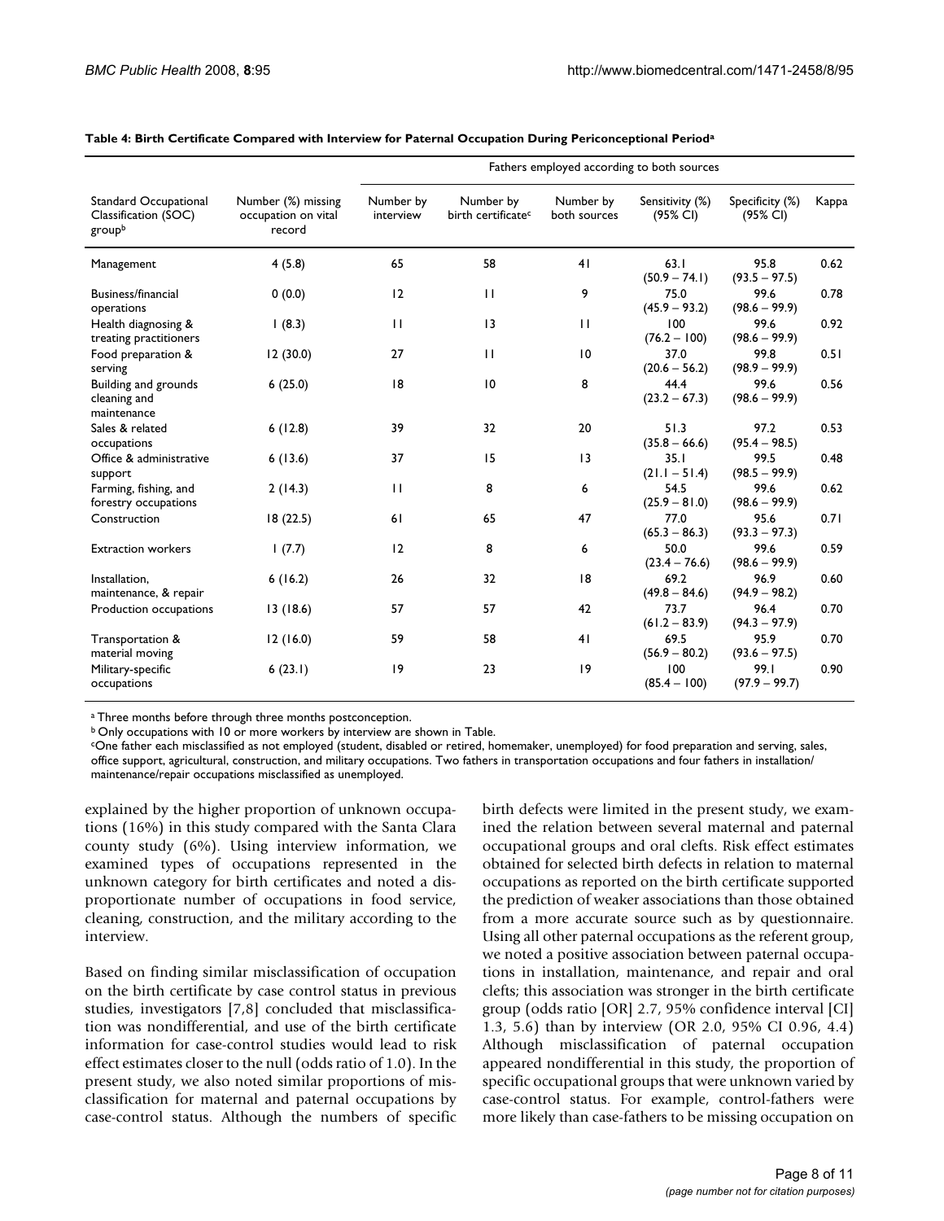**Table 4: Birth Certificate Compared with Interview for Paternal Occupation During Periconceptional Period[a]**

| Standard Occupational Classification (SOC) group[b] | Number (%) missing occupation on vital record | Fathers employed according to both sources | | | | | |
|---|---|---|---|---|---|---|---|
| | | Number by interview | Number by birth certificate[c] | Number by both sources | Sensitivity (%) (95% CI) | Specificity (%) (95% CI) | Kappa |
| Management | 4 (5.8) | 65 | 58 | 41 | 63.1 (50.9 – 74.1) | 95.8 (93.5 – 97.5) | 0.62 |
| Business/financial operations | 0 (0.0) | 12 | 11 | 9 | 75.0 (45.9 – 93.2) | 99.6 (98.6 – 99.9) | 0.78 |
| Health diagnosing & treating practitioners | 1 (8.3) | 11 | 13 | 11 | 100 (76.2 – 100) | 99.6 (98.6 – 99.9) | 0.92 |
| Food preparation & serving | 12 (30.0) | 27 | 11 | 10 | 37.0 (20.6 – 56.2) | 99.8 (98.9 – 99.9) | 0.51 |
| Building and grounds cleaning and maintenance | 6 (25.0) | 18 | 10 | 8 | 44.4 (23.2 – 67.3) | 99.6 (98.6 – 99.9) | 0.56 |
| Sales & related occupations | 6 (12.8) | 39 | 32 | 20 | 51.3 (35.8 – 66.6) | 97.2 (95.4 – 98.5) | 0.53 |
| Office & administrative support | 6 (13.6) | 37 | 15 | 13 | 35.1 (21.1 – 51.4) | 99.5 (98.5 – 99.9) | 0.48 |
| Farming, fishing, and forestry occupations | 2 (14.3) | 11 | 8 | 6 | 54.5 (25.9 – 81.0) | 99.6 (98.6 – 99.9) | 0.62 |
| Construction | 18 (22.5) | 61 | 65 | 47 | 77.0 (65.3 – 86.3) | 95.6 (93.3 – 97.3) | 0.71 |
| Extraction workers | 1 (7.7) | 12 | 8 | 6 | 50.0 (23.4 – 76.6) | 99.6 (98.6 – 99.9) | 0.59 |
| Installation, maintenance, & repair | 6 (16.2) | 26 | 32 | 18 | 69.2 (49.8 – 84.6) | 96.9 (94.9 – 98.2) | 0.60 |
| Production occupations | 13 (18.6) | 57 | 57 | 42 | 73.7 (61.2 – 83.9) | 96.4 (94.3 – 97.9) | 0.70 |
| Transportation & material moving | 12 (16.0) | 59 | 58 | 41 | 69.5 (56.9 – 80.2) | 95.9 (93.6 – 97.5) | 0.70 |
| Military-specific occupations | 6 (23.1) | 19 | 23 | 19 | 100 (85.4 – 100) | 99.1 (97.9 – 99.7) | 0.90 |

[a] Three months before through three months postconception.
[b] Only occupations with 10 or more workers by interview are shown in Table.
[c] One father each misclassified as not employed (student, disabled or retired, homemaker, unemployed) for food preparation and serving, sales, office support, agricultural, construction, and military occupations. Two fathers in transportation occupations and four fathers in installation/maintenance/repair occupations misclassified as unemployed.

explained by the higher proportion of unknown occupations (16%) in this study compared with the Santa Clara county study (6%). Using interview information, we examined types of occupations represented in the unknown category for birth certificates and noted a disproportionate number of occupations in food service, cleaning, construction, and the military according to the interview.

Based on finding similar misclassification of occupation on the birth certificate by case control status in previous studies, investigators [7,8] concluded that misclassification was nondifferential, and use of the birth certificate information for case-control studies would lead to risk effect estimates closer to the null (odds ratio of 1.0). In the present study, we also noted similar proportions of misclassification for maternal and paternal occupations by case-control status. Although the numbers of specific birth defects were limited in the present study, we examined the relation between several maternal and paternal occupational groups and oral clefts. Risk effect estimates obtained for selected birth defects in relation to maternal occupations as reported on the birth certificate supported the prediction of weaker associations than those obtained from a more accurate source such as by questionnaire. Using all other paternal occupations as the referent group, we noted a positive association between paternal occupations in installation, maintenance, and repair and oral clefts; this association was stronger in the birth certificate group (odds ratio [OR] 2.7, 95% confidence interval [CI] 1.3, 5.6) than by interview (OR 2.0, 95% CI 0.96, 4.4) Although misclassification of paternal occupation appeared nondifferential in this study, the proportion of specific occupational groups that were unknown varied by case-control status. For example, control-fathers were more likely than case-fathers to be missing occupation on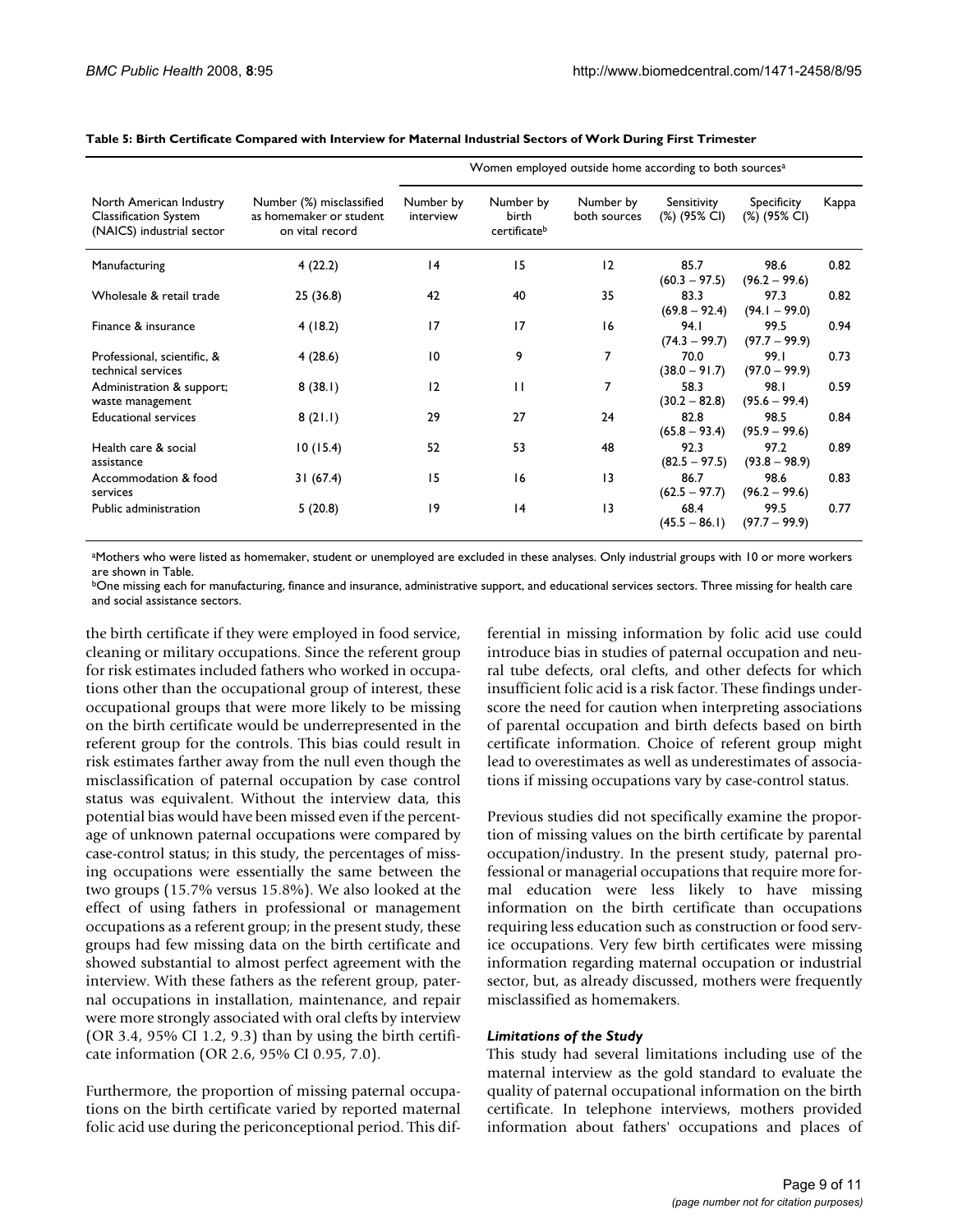**Table 5: Birth Certificate Compared with Interview for Maternal Industrial Sectors of Work During First Trimester**

| North American Industry Classification System (NAICS) industrial sector | Number (%) misclassified as homemaker or student on vital record | Women employed outside home according to both sources[a] | | | | | |
|---|---|---|---|---|---|---|---|
| | | Number by interview | Number by birth certificate[b] | Number by both sources | Sensitivity (%) (95% CI) | Specificity (%) (95% CI) | Kappa |
| Manufacturing | 4 (22.2) | 14 | 15 | 12 | 85.7 (60.3 – 97.5) | 98.6 (96.2 – 99.6) | 0.82 |
| Wholesale & retail trade | 25 (36.8) | 42 | 40 | 35 | 83.3 (69.8 – 92.4) | 97.3 (94.1 – 99.0) | 0.82 |
| Finance & insurance | 4 (18.2) | 17 | 17 | 16 | 94.1 (74.3 – 99.7) | 99.5 (97.7 – 99.9) | 0.94 |
| Professional, scientific, & technical services | 4 (28.6) | 10 | 9 | 7 | 70.0 (38.0 – 91.7) | 99.1 (97.0 – 99.9) | 0.73 |
| Administration & support; waste management | 8 (38.1) | 12 | 11 | 7 | 58.3 (30.2 – 82.8) | 98.1 (95.6 – 99.4) | 0.59 |
| Educational services | 8 (21.1) | 29 | 27 | 24 | 82.8 (65.8 – 93.4) | 98.5 (95.9 – 99.6) | 0.84 |
| Health care & social assistance | 10 (15.4) | 52 | 53 | 48 | 92.3 (82.5 – 97.5) | 97.2 (93.8 – 98.9) | 0.89 |
| Accommodation & food services | 31 (67.4) | 15 | 16 | 13 | 86.7 (62.5 – 97.7) | 98.6 (96.2 – 99.6) | 0.83 |
| Public administration | 5 (20.8) | 19 | 14 | 13 | 68.4 (45.5 – 86.1) | 99.5 (97.7 – 99.9) | 0.77 |

[a]Mothers who were listed as homemaker, student or unemployed are excluded in these analyses. Only industrial groups with 10 or more workers are shown in Table.
[b]One missing each for manufacturing, finance and insurance, administrative support, and educational services sectors. Three missing for health care and social assistance sectors.

the birth certificate if they were employed in food service, cleaning or military occupations. Since the referent group for risk estimates included fathers who worked in occupations other than the occupational group of interest, these occupational groups that were more likely to be missing on the birth certificate would be underrepresented in the referent group for the controls. This bias could result in risk estimates farther away from the null even though the misclassification of paternal occupation by case control status was equivalent. Without the interview data, this potential bias would have been missed even if the percentage of unknown paternal occupations were compared by case-control status; in this study, the percentages of missing occupations were essentially the same between the two groups (15.7% versus 15.8%). We also looked at the effect of using fathers in professional or management occupations as a referent group; in the present study, these groups had few missing data on the birth certificate and showed substantial to almost perfect agreement with the interview. With these fathers as the referent group, paternal occupations in installation, maintenance, and repair were more strongly associated with oral clefts by interview (OR 3.4, 95% CI 1.2, 9.3) than by using the birth certificate information (OR 2.6, 95% CI 0.95, 7.0).

Furthermore, the proportion of missing paternal occupations on the birth certificate varied by reported maternal folic acid use during the periconceptional period. This differential in missing information by folic acid use could introduce bias in studies of paternal occupation and neural tube defects, oral clefts, and other defects for which insufficient folic acid is a risk factor. These findings underscore the need for caution when interpreting associations of parental occupation and birth defects based on birth certificate information. Choice of referent group might lead to overestimates as well as underestimates of associations if missing occupations vary by case-control status.

Previous studies did not specifically examine the proportion of missing values on the birth certificate by parental occupation/industry. In the present study, paternal professional or managerial occupations that require more formal education were less likely to have missing information on the birth certificate than occupations requiring less education such as construction or food service occupations. Very few birth certificates were missing information regarding maternal occupation or industrial sector, but, as already discussed, mothers were frequently misclassified as homemakers.

### *Limitations of the Study*

This study had several limitations including use of the maternal interview as the gold standard to evaluate the quality of paternal occupational information on the birth certificate. In telephone interviews, mothers provided information about fathers' occupations and places of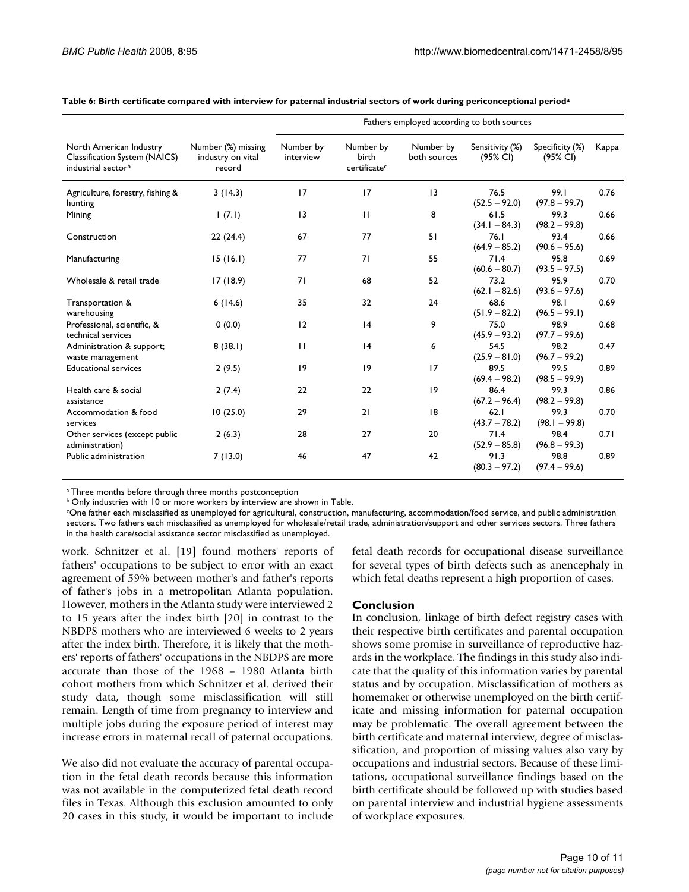**Table 6: Birth certificate compared with interview for paternal industrial sectors of work during periconceptional period[a]**

| North American Industry Classification System (NAICS) industrial sector[b] | Number (%) missing industry on vital record | Fathers employed according to both sources | | | | | |
|---|---|---|---|---|---|---|---|
| | | Number by interview | Number by birth certificate[c] | Number by both sources | Sensitivity (%) (95% CI) | Specificity (%) (95% CI) | Kappa |
| Agriculture, forestry, fishing & hunting | 3 (14.3) | 17 | 17 | 13 | 76.5 (52.5 – 92.0) | 99.1 (97.8 – 99.7) | 0.76 |
| Mining | 1 (7.1) | 13 | 11 | 8 | 61.5 (34.1 – 84.3) | 99.3 (98.2 – 99.8) | 0.66 |
| Construction | 22 (24.4) | 67 | 77 | 51 | 76.1 (64.9 – 85.2) | 93.4 (90.6 – 95.6) | 0.66 |
| Manufacturing | 15 (16.1) | 77 | 71 | 55 | 71.4 (60.6 – 80.7) | 95.8 (93.5 – 97.5) | 0.69 |
| Wholesale & retail trade | 17 (18.9) | 71 | 68 | 52 | 73.2 (62.1 – 82.6) | 95.9 (93.6 – 97.6) | 0.70 |
| Transportation & warehousing | 6 (14.6) | 35 | 32 | 24 | 68.6 (51.9 – 82.2) | 98.1 (96.5 – 99.1) | 0.69 |
| Professional, scientific, & technical services | 0 (0.0) | 12 | 14 | 9 | 75.0 (45.9 – 93.2) | 98.9 (97.7 – 99.6) | 0.68 |
| Administration & support; waste management | 8 (38.1) | 11 | 14 | 6 | 54.5 (25.9 – 81.0) | 98.2 (96.7 – 99.2) | 0.47 |
| Educational services | 2 (9.5) | 19 | 19 | 17 | 89.5 (69.4 – 98.2) | 99.5 (98.5 – 99.9) | 0.89 |
| Health care & social assistance | 2 (7.4) | 22 | 22 | 19 | 86.4 (67.2 – 96.4) | 99.3 (98.2 – 99.8) | 0.86 |
| Accommodation & food services | 10 (25.0) | 29 | 21 | 18 | 62.1 (43.7 – 78.2) | 99.3 (98.1 – 99.8) | 0.70 |
| Other services (except public administration) | 2 (6.3) | 28 | 27 | 20 | 71.4 (52.9 – 85.8) | 98.4 (96.8 – 99.3) | 0.71 |
| Public administration | 7 (13.0) | 46 | 47 | 42 | 91.3 (80.3 – 97.2) | 98.8 (97.4 – 99.6) | 0.89 |

[a] Three months before through three months postconception
[b] Only industries with 10 or more workers by interview are shown in Table.
[c] One father each misclassified as unemployed for agricultural, construction, manufacturing, accommodation/food service, and public administration sectors. Two fathers each misclassified as unemployed for wholesale/retail trade, administration/support and other services sectors. Three fathers in the health care/social assistance sector misclassified as unemployed.

work. Schnitzer et al. [19] found mothers' reports of fathers' occupations to be subject to error with an exact agreement of 59% between mother's and father's reports of father's jobs in a metropolitan Atlanta population. However, mothers in the Atlanta study were interviewed 2 to 15 years after the index birth [20] in contrast to the NBDPS mothers who are interviewed 6 weeks to 2 years after the index birth. Therefore, it is likely that the mothers' reports of fathers' occupations in the NBDPS are more accurate than those of the 1968 – 1980 Atlanta birth cohort mothers from which Schnitzer et al. derived their study data, though some misclassification will still remain. Length of time from pregnancy to interview and multiple jobs during the exposure period of interest may increase errors in maternal recall of paternal occupations.

We also did not evaluate the accuracy of parental occupation in the fetal death records because this information was not available in the computerized fetal death record files in Texas. Although this exclusion amounted to only 20 cases in this study, it would be important to include fetal death records for occupational disease surveillance for several types of birth defects such as anencephaly in which fetal deaths represent a high proportion of cases.

## Conclusion

In conclusion, linkage of birth defect registry cases with their respective birth certificates and parental occupation shows some promise in surveillance of reproductive hazards in the workplace. The findings in this study also indicate that the quality of this information varies by parental status and by occupation. Misclassification of mothers as homemaker or otherwise unemployed on the birth certificate and missing information for paternal occupation may be problematic. The overall agreement between the birth certificate and maternal interview, degree of misclassification, and proportion of missing values also vary by occupations and industrial sectors. Because of these limitations, occupational surveillance findings based on the birth certificate should be followed up with studies based on parental interview and industrial hygiene assessments of workplace exposures.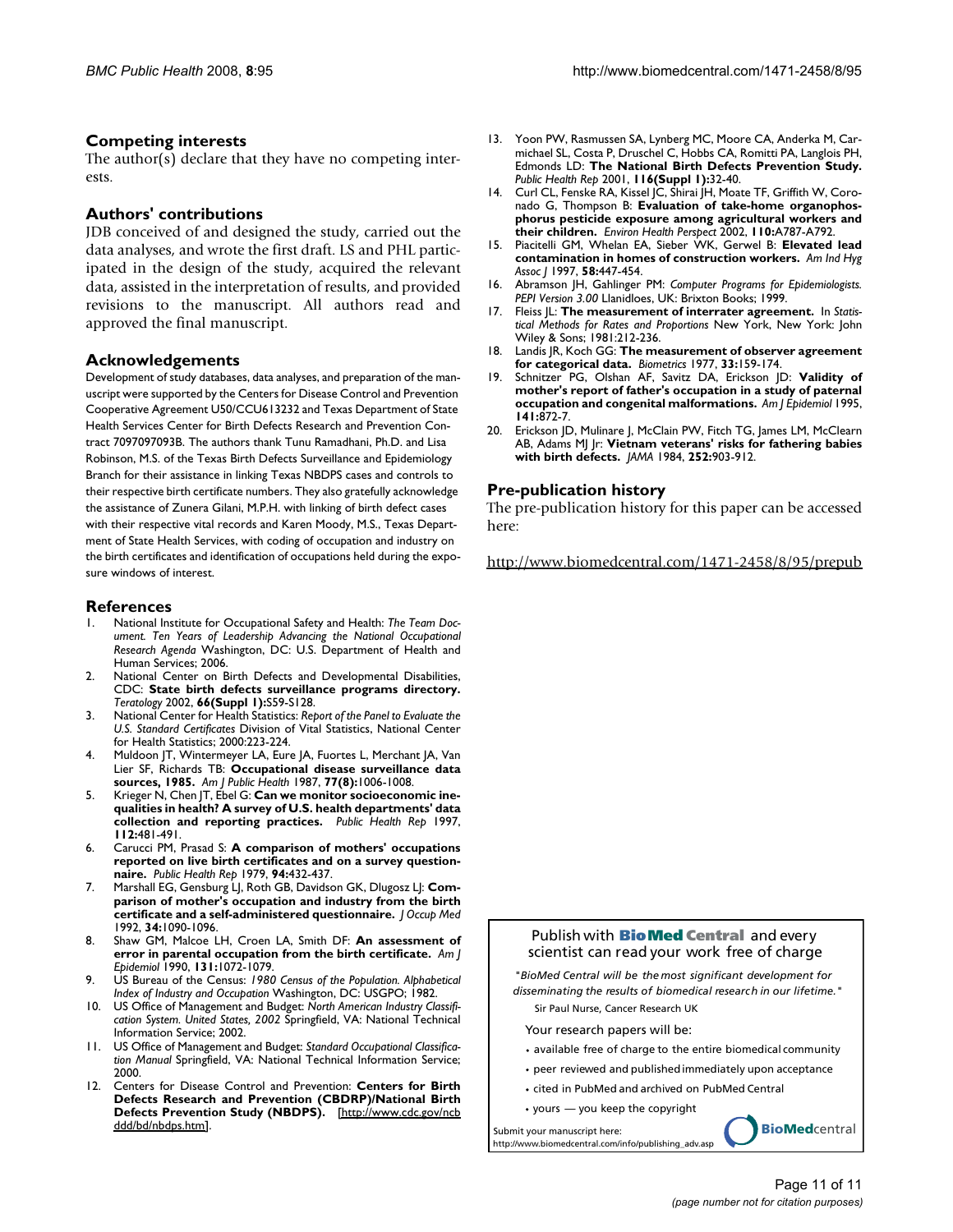## Competing interests

The author(s) declare that they have no competing interests.

## Authors' contributions

JDB conceived of and designed the study, carried out the data analyses, and wrote the first draft. LS and PHL participated in the design of the study, acquired the relevant data, assisted in the interpretation of results, and provided revisions to the manuscript. All authors read and approved the final manuscript.

## Acknowledgements

Development of study databases, data analyses, and preparation of the manuscript were supported by the Centers for Disease Control and Prevention Cooperative Agreement U50/CCU613232 and Texas Department of State Health Services Center for Birth Defects Research and Prevention Contract 7097097093B. The authors thank Tunu Ramadhani, Ph.D. and Lisa Robinson, M.S. of the Texas Birth Defects Surveillance and Epidemiology Branch for their assistance in linking Texas NBDPS cases and controls to their respective birth certificate numbers. They also gratefully acknowledge the assistance of Zunera Gilani, M.P.H. with linking of birth defect cases with their respective vital records and Karen Moody, M.S., Texas Department of State Health Services, with coding of occupation and industry on the birth certificates and identification of occupations held during the exposure windows of interest.

## References

1. National Institute for Occupational Safety and Health: *The Team Document. Ten Years of Leadership Advancing the National Occupational Research Agenda* Washington, DC: U.S. Department of Health and Human Services; 2006.
2. National Center on Birth Defects and Developmental Disabilities, CDC: **State birth defects surveillance programs directory.** *Teratology* 2002, **66(Suppl 1):**S59-S128.
3. National Center for Health Statistics: *Report of the Panel to Evaluate the U.S. Standard Certificates* Division of Vital Statistics, National Center for Health Statistics; 2000:223-224.
4. Muldoon JT, Wintermeyer LA, Eure JA, Fuortes L, Merchant JA, Van Lier SF, Richards TB: **Occupational disease surveillance data sources, 1985.** *Am J Public Health* 1987, **77(8):**1006-1008.
5. Krieger N, Chen JT, Ebel G: **Can we monitor socioeconomic inequalities in health? A survey of U.S. health departments' data collection and reporting practices.** *Public Health Rep* 1997, **112:**481-491.
6. Carucci PM, Prasad S: **A comparison of mothers' occupations reported on live birth certificates and on a survey questionnaire.** *Public Health Rep* 1979, **94:**432-437.
7. Marshall EG, Gensburg LJ, Roth GB, Davidson GK, Dlugosz LJ: **Comparison of mother's occupation and industry from the birth certificate and a self-administered questionnaire.** *J Occup Med* 1992, **34:**1090-1096.
8. Shaw GM, Malcoe LH, Croen LA, Smith DF: **An assessment of error in parental occupation from the birth certificate.** *Am J Epidemiol* 1990, **131:**1072-1079.
9. US Bureau of the Census: *1980 Census of the Population. Alphabetical Index of Industry and Occupation* Washington, DC: USGPO; 1982.
10. US Office of Management and Budget: *North American Industry Classification System. United States, 2002* Springfield, VA: National Technical Information Service; 2002.
11. US Office of Management and Budget: *Standard Occupational Classification Manual* Springfield, VA: National Technical Information Service; 2000.
12. Centers for Disease Control and Prevention: **Centers for Birth Defects Research and Prevention (CBDRP)/National Birth Defects Prevention Study (NBDPS).** [http://www.cdc.gov/ncbddd/bd/nbdps.htm].
13. Yoon PW, Rasmussen SA, Lynberg MC, Moore CA, Anderka M, Carmichael SL, Costa P, Druschel C, Hobbs CA, Romitti PA, Langlois PH, Edmonds LD: **The National Birth Defects Prevention Study.** *Public Health Rep* 2001, **116(Suppl 1):**32-40.
14. Curl CL, Fenske RA, Kissel JC, Shirai JH, Moate TF, Griffith W, Coronado G, Thompson B: **Evaluation of take-home organophosphorus pesticide exposure among agricultural workers and their children.** *Environ Health Perspect* 2002, **110:**A787-A792.
15. Piacitelli GM, Whelan EA, Sieber WK, Gerwel B: **Elevated lead contamination in homes of construction workers.** *Am Ind Hyg Assoc J* 1997, **58:**447-454.
16. Abramson JH, Gahlinger PM: *Computer Programs for Epidemiologists. PEPI Version 3.00* Llanidloes, UK: Brixton Books; 1999.
17. Fleiss JL: **The measurement of interrater agreement.** In *Statistical Methods for Rates and Proportions* New York, New York: John Wiley & Sons; 1981:212-236.
18. Landis JR, Koch GG: **The measurement of observer agreement for categorical data.** *Biometrics* 1977, **33:**159-174.
19. Schnitzer PG, Olshan AF, Savitz DA, Erickson JD: **Validity of mother's report of father's occupation in a study of paternal occupation and congenital malformations.** *Am J Epidemiol* 1995, **141:**872-7.
20. Erickson JD, Mulinare J, McClain PW, Fitch TG, James LM, McClearn AB, Adams MJ Jr: **Vietnam veterans' risks for fathering babies with birth defects.** *JAMA* 1984, **252:**903-912.

## Pre-publication history

The pre-publication history for this paper can be accessed here:

http://www.biomedcentral.com/1471-2458/8/95/prepub

Publish with **BioMed Central** and every scientist can read your work free of charge

*"BioMed Central will be the most significant development for disseminating the results of biomedical research in our lifetime."*

Sir Paul Nurse, Cancer Research UK

Your research papers will be:

- available free of charge to the entire biomedical community
- peer reviewed and published immediately upon acceptance
- cited in PubMed and archived on PubMed Central
- yours — you keep the copyright

Submit your manuscript here:
http://www.biomedcentral.com/info/publishing_adv.asp

BioMedcentral